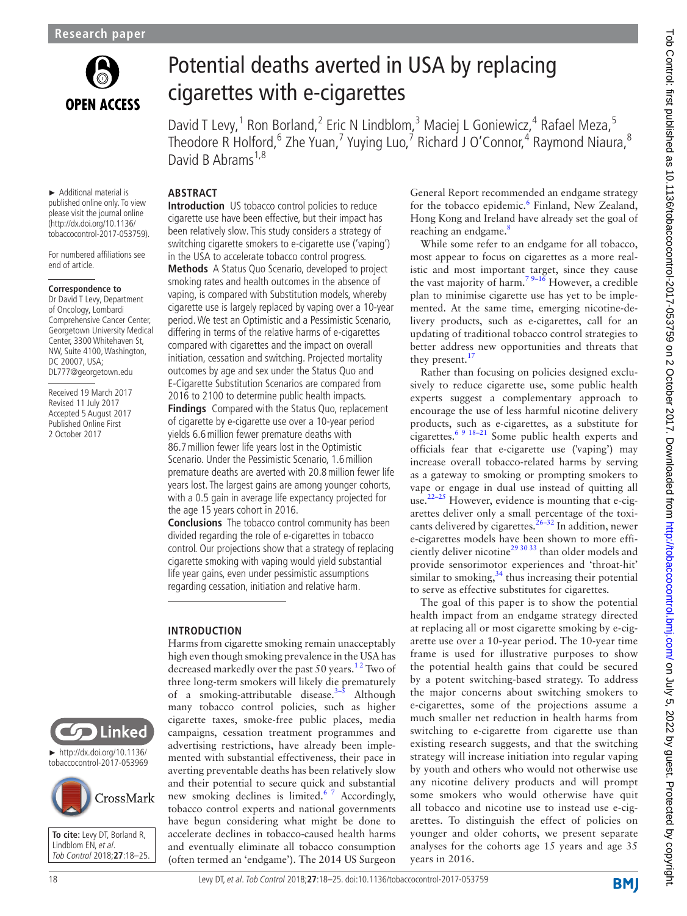# Potential deaths averted in USA by replacing cigarettes with e-cigarettes

David T Levy,[1] Ron Borland,[2] Eric N Lindblom,[3] Maciej L Goniewicz,[4] Rafael Meza,[5] Theodore R Holford,[6] Zhe Yuan,[7] Yuying Luo,[7] Richard J O'Connor,[4] Raymond Niaura,[8] David B Abrams[1,8]

► Additional material is published online only. To view please visit the journal online (http://dx.doi.org/10.1136/tobaccocontrol-2017-053759).

For numbered affiliations see end of article.

**Correspondence to**
Dr David T Levy, Department of Oncology, Lombardi Comprehensive Cancer Center, Georgetown University Medical Center, 3300 Whitehaven St, NW, Suite 4100, Washington, DC 20007, USA; DL777@georgetown.edu

Received 19 March 2017
Revised 11 July 2017
Accepted 5 August 2017
Published Online First 2 October 2017

► http://dx.doi.org/10.1136/tobaccocontrol-2017-053969

**To cite:** Levy DT, Borland R, Lindblom EN, *et al*. *Tob Control* 2018;**27**:18–25.

## ABSTRACT

**Introduction** US tobacco control policies to reduce cigarette use have been effective, but their impact has been relatively slow. This study considers a strategy of switching cigarette smokers to e-cigarette use ('vaping') in the USA to accelerate tobacco control progress.

**Methods** A Status Quo Scenario, developed to project smoking rates and health outcomes in the absence of vaping, is compared with Substitution models, whereby cigarette use is largely replaced by vaping over a 10-year period. We test an Optimistic and a Pessimistic Scenario, differing in terms of the relative harms of e-cigarettes compared with cigarettes and the impact on overall initiation, cessation and switching. Projected mortality outcomes by age and sex under the Status Quo and E-Cigarette Substitution Scenarios are compared from 2016 to 2100 to determine public health impacts.

**Findings** Compared with the Status Quo, replacement of cigarette by e-cigarette use over a 10-year period yields 6.6 million fewer premature deaths with 86.7 million fewer life years lost in the Optimistic Scenario. Under the Pessimistic Scenario, 1.6 million premature deaths are averted with 20.8 million fewer life years lost. The largest gains are among younger cohorts, with a 0.5 gain in average life expectancy projected for the age 15 years cohort in 2016.

**Conclusions** The tobacco control community has been divided regarding the role of e-cigarettes in tobacco control. Our projections show that a strategy of replacing cigarette smoking with vaping would yield substantial life year gains, even under pessimistic assumptions regarding cessation, initiation and relative harm.

## INTRODUCTION

Harms from cigarette smoking remain unacceptably high even though smoking prevalence in the USA has decreased markedly over the past 50 years.[1 2] Two of three long-term smokers will likely die prematurely of a smoking-attributable disease.[3–5] Although many tobacco control policies, such as higher cigarette taxes, smoke-free public places, media campaigns, cessation treatment programmes and advertising restrictions, have already been implemented with substantial effectiveness, their pace in averting preventable deaths has been relatively slow and their potential to secure quick and substantial new smoking declines is limited.[6 7] Accordingly, tobacco control experts and national governments have begun considering what might be done to accelerate declines in tobacco-caused health harms and eventually eliminate all tobacco consumption (often termed an 'endgame'). The 2014 US Surgeon General Report recommended an endgame strategy for the tobacco epidemic.[6] Finland, New Zealand, Hong Kong and Ireland have already set the goal of reaching an endgame.[8]

While some refer to an endgame for all tobacco, most appear to focus on cigarettes as a more realistic and most important target, since they cause the vast majority of harm.[7 9–16] However, a credible plan to minimise cigarette use has yet to be implemented. At the same time, emerging nicotine-delivery products, such as e-cigarettes, call for an updating of traditional tobacco control strategies to better address new opportunities and threats that they present.[17]

Rather than focusing on policies designed exclusively to reduce cigarette use, some public health experts suggest a complementary approach to encourage the use of less harmful nicotine delivery products, such as e-cigarettes, as a substitute for cigarettes.[6 9 18–21] Some public health experts and officials fear that e-cigarette use ('vaping') may increase overall tobacco-related harms by serving as a gateway to smoking or prompting smokers to vape or engage in dual use instead of quitting all use.[22–25] However, evidence is mounting that e-cigarettes deliver only a small percentage of the toxicants delivered by cigarettes.[26–32] In addition, newer e-cigarettes models have been shown to more efficiently deliver nicotine[29 30 33] than older models and provide sensorimotor experiences and 'throat-hit' similar to smoking,[34] thus increasing their potential to serve as effective substitutes for cigarettes.

The goal of this paper is to show the potential health impact from an endgame strategy directed at replacing all or most cigarette smoking by e-cigarette use over a 10-year period. The 10-year time frame is used for illustrative purposes to show the potential health gains that could be secured by a potent switching-based strategy. To address the major concerns about switching smokers to e-cigarettes, some of the projections assume a much smaller net reduction in health harms from switching to e-cigarette from cigarette use than existing research suggests, and that the switching strategy will increase initiation into regular vaping by youth and others who would not otherwise use any nicotine delivery products and will prompt some smokers who would otherwise have quit all tobacco and nicotine use to instead use e-cigarettes. To distinguish the effect of policies on younger and older cohorts, we present separate analyses for the cohorts age 15 years and age 35 years in 2016.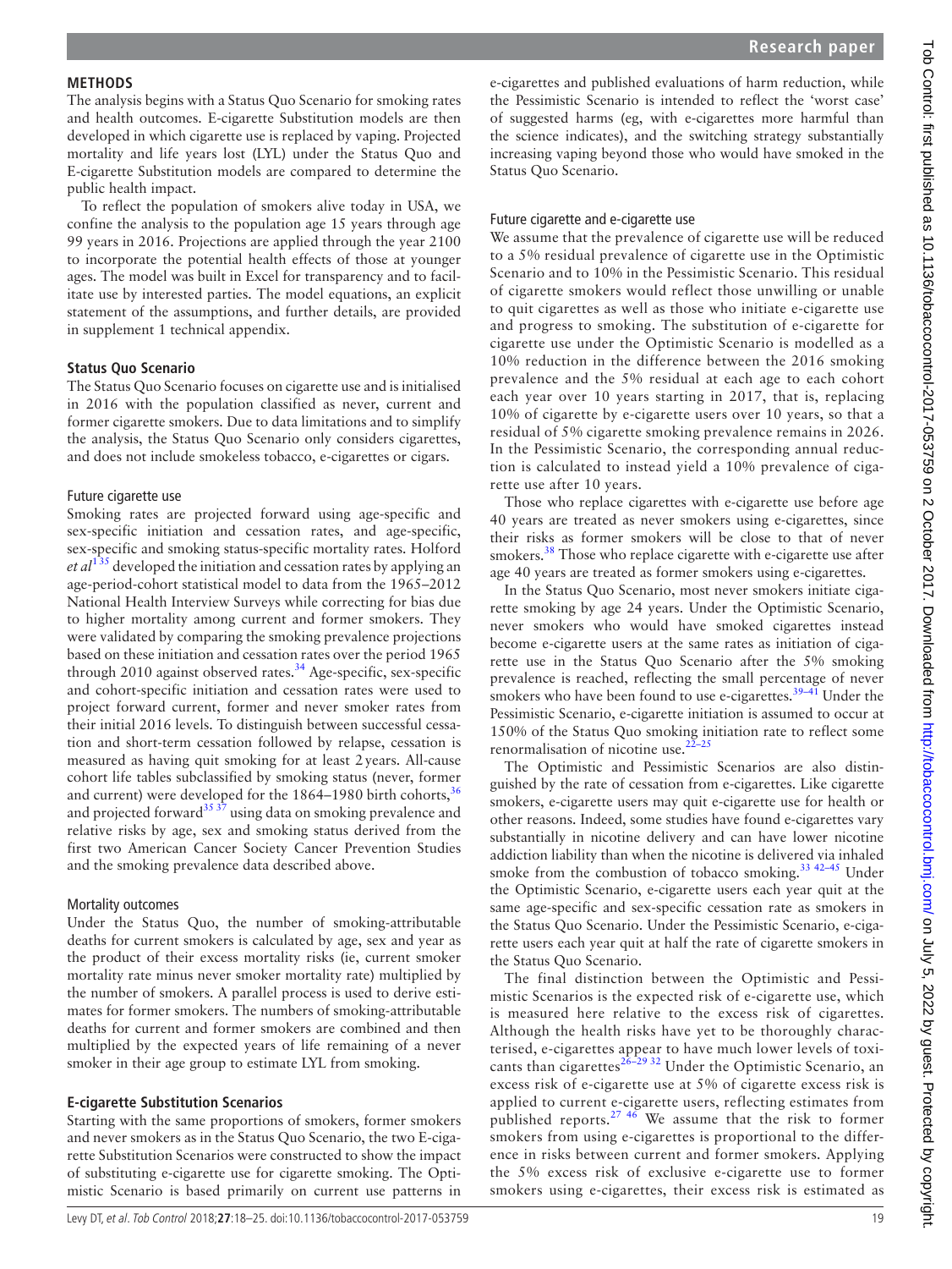## METHODS

The analysis begins with a Status Quo Scenario for smoking rates and health outcomes. E-cigarette Substitution models are then developed in which cigarette use is replaced by vaping. Projected mortality and life years lost (LYL) under the Status Quo and E-cigarette Substitution models are compared to determine the public health impact.

To reflect the population of smokers alive today in USA, we confine the analysis to the population age 15 years through age 99 years in 2016. Projections are applied through the year 2100 to incorporate the potential health effects of those at younger ages. The model was built in Excel for transparency and to facilitate use by interested parties. The model equations, an explicit statement of the assumptions, and further details, are provided in supplement 1 technical appendix.

### Status Quo Scenario

The Status Quo Scenario focuses on cigarette use and is initialised in 2016 with the population classified as never, current and former cigarette smokers. Due to data limitations and to simplify the analysis, the Status Quo Scenario only considers cigarettes, and does not include smokeless tobacco, e-cigarettes or cigars.

#### Future cigarette use

Smoking rates are projected forward using age-specific and sex-specific initiation and cessation rates, and age-specific, sex-specific and smoking status-specific mortality rates. Holford *et al*[1 35] developed the initiation and cessation rates by applying an age-period-cohort statistical model to data from the 1965–2012 National Health Interview Surveys while correcting for bias due to higher mortality among current and former smokers. They were validated by comparing the smoking prevalence projections based on these initiation and cessation rates over the period 1965 through 2010 against observed rates.[34] Age-specific, sex-specific and cohort-specific initiation and cessation rates were used to project forward current, former and never smoker rates from their initial 2016 levels. To distinguish between successful cessation and short-term cessation followed by relapse, cessation is measured as having quit smoking for at least 2 years. All-cause cohort life tables subclassified by smoking status (never, former and current) were developed for the 1864–1980 birth cohorts,[36] and projected forward[35 37] using data on smoking prevalence and relative risks by age, sex and smoking status derived from the first two American Cancer Society Cancer Prevention Studies and the smoking prevalence data described above.

#### Mortality outcomes

Under the Status Quo, the number of smoking-attributable deaths for current smokers is calculated by age, sex and year as the product of their excess mortality risks (ie, current smoker mortality rate minus never smoker mortality rate) multiplied by the number of smokers. A parallel process is used to derive estimates for former smokers. The numbers of smoking-attributable deaths for current and former smokers are combined and then multiplied by the expected years of life remaining of a never smoker in their age group to estimate LYL from smoking.

### E-cigarette Substitution Scenarios

Starting with the same proportions of smokers, former smokers and never smokers as in the Status Quo Scenario, the two E-cigarette Substitution Scenarios were constructed to show the impact of substituting e-cigarette use for cigarette smoking. The Optimistic Scenario is based primarily on current use patterns in e-cigarettes and published evaluations of harm reduction, while the Pessimistic Scenario is intended to reflect the 'worst case' of suggested harms (eg, with e-cigarettes more harmful than the science indicates), and the switching strategy substantially increasing vaping beyond those who would have smoked in the Status Quo Scenario.

#### Future cigarette and e-cigarette use

We assume that the prevalence of cigarette use will be reduced to a 5% residual prevalence of cigarette use in the Optimistic Scenario and to 10% in the Pessimistic Scenario. This residual of cigarette smokers would reflect those unwilling or unable to quit cigarettes as well as those who initiate e-cigarette use and progress to smoking. The substitution of e-cigarette for cigarette use under the Optimistic Scenario is modelled as a 10% reduction in the difference between the 2016 smoking prevalence and the 5% residual at each age to each cohort each year over 10 years starting in 2017, that is, replacing 10% of cigarette by e-cigarette users over 10 years, so that a residual of 5% cigarette smoking prevalence remains in 2026. In the Pessimistic Scenario, the corresponding annual reduction is calculated to instead yield a 10% prevalence of cigarette use after 10 years.

Those who replace cigarettes with e-cigarette use before age 40 years are treated as never smokers using e-cigarettes, since their risks as former smokers will be close to that of never smokers.[38] Those who replace cigarette with e-cigarette use after age 40 years are treated as former smokers using e-cigarettes.

In the Status Quo Scenario, most never smokers initiate cigarette smoking by age 24 years. Under the Optimistic Scenario, never smokers who would have smoked cigarettes instead become e-cigarette users at the same rates as initiation of cigarette use in the Status Quo Scenario after the 5% smoking prevalence is reached, reflecting the small percentage of never smokers who have been found to use e-cigarettes.[39–41] Under the Pessimistic Scenario, e-cigarette initiation is assumed to occur at 150% of the Status Quo smoking initiation rate to reflect some renormalisation of nicotine use.[22–25]

The Optimistic and Pessimistic Scenarios are also distinguished by the rate of cessation from e-cigarettes. Like cigarette smokers, e-cigarette users may quit e-cigarette use for health or other reasons. Indeed, some studies have found e-cigarettes vary substantially in nicotine delivery and can have lower nicotine addiction liability than when the nicotine is delivered via inhaled smoke from the combustion of tobacco smoking.[33 42–45] Under the Optimistic Scenario, e-cigarette users each year quit at the same age-specific and sex-specific cessation rate as smokers in the Status Quo Scenario. Under the Pessimistic Scenario, e-cigarette users each year quit at half the rate of cigarette smokers in the Status Quo Scenario.

The final distinction between the Optimistic and Pessimistic Scenarios is the expected risk of e-cigarette use, which is measured here relative to the excess risk of cigarettes. Although the health risks have yet to be thoroughly characterised, e-cigarettes appear to have much lower levels of toxicants than cigarettes[26–29 32] Under the Optimistic Scenario, an excess risk of e-cigarette use at 5% of cigarette excess risk is applied to current e-cigarette users, reflecting estimates from published reports.[27 46] We assume that the risk to former smokers from using e-cigarettes is proportional to the difference in risks between current and former smokers. Applying the 5% excess risk of exclusive e-cigarette use to former smokers using e-cigarettes, their excess risk is estimated as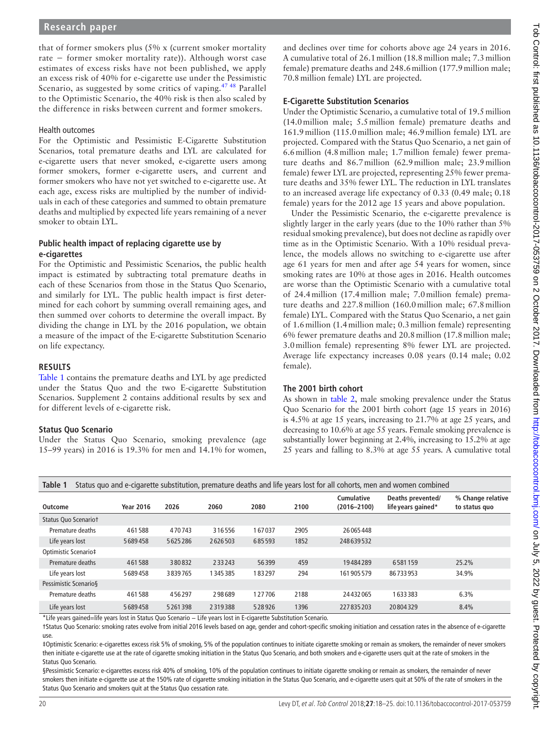that of former smokers plus (5% x (current smoker mortality rate − former smoker mortality rate)). Although worst case estimates of excess risks have not been published, we apply an excess risk of 40% for e-cigarette use under the Pessimistic Scenario, as suggested by some critics of vaping.[47 48] Parallel to the Optimistic Scenario, the 40% risk is then also scaled by the difference in risks between current and former smokers.

### Health outcomes

For the Optimistic and Pessimistic E-Cigarette Substitution Scenarios, total premature deaths and LYL are calculated for e-cigarette users that never smoked, e-cigarette users among former smokers, former e-cigarette users, and current and former smokers who have not yet switched to e-cigarette use. At each age, excess risks are multiplied by the number of individuals in each of these categories and summed to obtain premature deaths and multiplied by expected life years remaining of a never smoker to obtain LYL.

### Public health impact of replacing cigarette use by e-cigarettes

For the Optimistic and Pessimistic Scenarios, the public health impact is estimated by subtracting total premature deaths in each of these Scenarios from those in the Status Quo Scenario, and similarly for LYL. The public health impact is first determined for each cohort by summing overall remaining ages, and then summed over cohorts to determine the overall impact. By dividing the change in LYL by the 2016 population, we obtain a measure of the impact of the E-cigarette Substitution Scenario on life expectancy.

## RESULTS

Table 1 contains the premature deaths and LYL by age predicted under the Status Quo and the two E-cigarette Substitution Scenarios. Supplement 2 contains additional results by sex and for different levels of e-cigarette risk.

### Status Quo Scenario

Under the Status Quo Scenario, smoking prevalence (age 15–99 years) in 2016 is 19.3% for men and 14.1% for women, and declines over time for cohorts above age 24 years in 2016. A cumulative total of 26.1 million (18.8 million male; 7.3 million female) premature deaths and 248.6 million (177.9 million male; 70.8 million female) LYL are projected.

### E-Cigarette Substitution Scenarios

Under the Optimistic Scenario, a cumulative total of 19.5 million (14.0 million male; 5.5 million female) premature deaths and 161.9 million (115.0 million male; 46.9 million female) LYL are projected. Compared with the Status Quo Scenario, a net gain of 6.6 million (4.8 million male; 1.7 million female) fewer premature deaths and 86.7 million (62.9 million male; 23.9 million female) fewer LYL are projected, representing 25% fewer premature deaths and 35% fewer LYL. The reduction in LYL translates to an increased average life expectancy of 0.33 (0.49 male; 0.18 female) years for the 2012 age 15 years and above population.

Under the Pessimistic Scenario, the e-cigarette prevalence is slightly larger in the early years (due to the 10% rather than 5% residual smoking prevalence), but does not decline as rapidly over time as in the Optimistic Scenario. With a 10% residual prevalence, the models allows no switching to e-cigarette use after age 61 years for men and after age 54 years for women, since smoking rates are 10% at those ages in 2016. Health outcomes are worse than the Optimistic Scenario with a cumulative total of 24.4 million (17.4 million male; 7.0 million female) premature deaths and 227.8 million (160.0 million male; 67.8 million female) LYL. Compared with the Status Quo Scenario, a net gain of 1.6 million (1.4 million male; 0.3 million female) representing 6% fewer premature deaths and 20.8 million (17.8 million male; 3.0 million female) representing 8% fewer LYL are projected. Average life expectancy increases 0.08 years (0.14 male; 0.02 female).

### The 2001 birth cohort

As shown in table 2, male smoking prevalence under the Status Quo Scenario for the 2001 birth cohort (age 15 years in 2016) is 4.5% at age 15 years, increasing to 21.7% at age 25 years, and decreasing to 10.6% at age 55 years. Female smoking prevalence is substantially lower beginning at 2.4%, increasing to 15.2% at age 25 years and falling to 8.3% at age 55 years. A cumulative total

**Table 1** Status quo and e-cigarette substitution, premature deaths and life years lost for all cohorts, men and women combined

| Outcome | Year 2016 | 2026 | 2060 | 2080 | 2100 | Cumulative (2016–2100) | Deaths prevented/ life years gained* | % Change relative to status quo |
|---|---|---|---|---|---|---|---|---|
| Status Quo Scenario† | | | | | | | | |
| Premature deaths | 461588 | 470743 | 316556 | 167037 | 2905 | 26065448 | | |
| Life years lost | 5689458 | 5625286 | 2626503 | 685593 | 1852 | 248639532 | | |
| Optimistic Scenario‡ | | | | | | | | |
| Premature deaths | 461588 | 380832 | 233243 | 56399 | 459 | 19484289 | 6581159 | 25.2% |
| Life years lost | 5689458 | 3839765 | 1345385 | 183297 | 294 | 161905579 | 86733953 | 34.9% |
| Pessimistic Scenario§ | | | | | | | | |
| Premature deaths | 461588 | 456297 | 298689 | 127706 | 2188 | 24432065 | 1633383 | 6.3% |
| Life years lost | 5689458 | 5261398 | 2319388 | 528926 | 1396 | 227835203 | 20804329 | 8.4% |

*Life years gained=life years lost in Status Quo Scenario − Life years lost in E-cigarette Substitution Scenario.

†Status Quo Scenario: smoking rates evolve from initial 2016 levels based on age, gender and cohort-specific smoking initiation and cessation rates in the absence of e-cigarette use.

‡Optimistic Scenario: e-cigarettes excess risk 5% of smoking, 5% of the population continues to initiate cigarette smoking or remain as smokers, the remainder of never smokers then initiate e-cigarette use at the rate of cigarette smoking initiation in the Status Quo Scenario, and both smokers and e-cigarette users quit at the rate of smokers in the Status Quo Scenario.

§Pessimistic Scenario: e-cigarettes excess risk 40% of smoking, 10% of the population continues to initiate cigarette smoking or remain as smokers, the remainder of never smokers then initiate e-cigarette use at the 150% rate of cigarette smoking initiation in the Status Quo Scenario, and e-cigarette users quit at 50% of the rate of smokers in the Status Quo Scenario and smokers quit at the Status Quo cessation rate.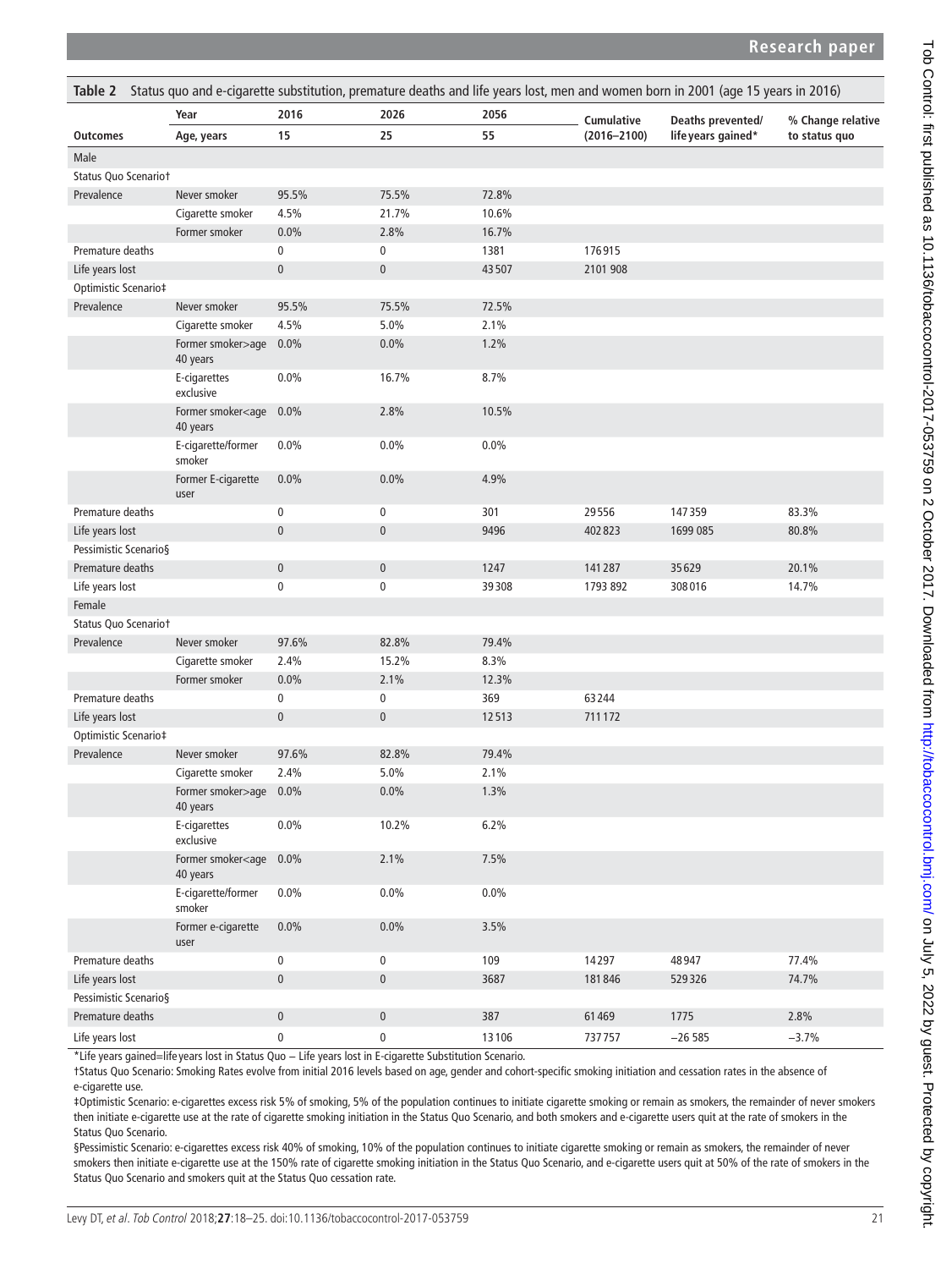**Table 2** Status quo and e-cigarette substitution, premature deaths and life years lost, men and women born in 2001 (age 15 years in 2016)

| Outcomes | Year / Age, years | 2016 / 15 | 2026 / 25 | 2056 / 55 | Cumulative (2016–2100) | Deaths prevented/ life years gained* | % Change relative to status quo |
|---|---|---|---|---|---|---|---|
| Male | | | | | | | |
| Status Quo Scenario† | | | | | | | |
| Prevalence | Never smoker | 95.5% | 75.5% | 72.8% | | | |
| | Cigarette smoker | 4.5% | 21.7% | 10.6% | | | |
| | Former smoker | 0.0% | 2.8% | 16.7% | | | |
| Premature deaths | | 0 | 0 | 1381 | 176915 | | |
| Life years lost | | 0 | 0 | 43507 | 2101 908 | | |
| Optimistic Scenario‡ | | | | | | | |
| Prevalence | Never smoker | 95.5% | 75.5% | 72.5% | | | |
| | Cigarette smoker | 4.5% | 5.0% | 2.1% | | | |
| | Former smoker>age 40 years | 0.0% | 0.0% | 1.2% | | | |
| | E-cigarettes exclusive | 0.0% | 16.7% | 8.7% | | | |
| | Former smoker<age 40 years | 0.0% | 2.8% | 10.5% | | | |
| | E-cigarette/former smoker | 0.0% | 0.0% | 0.0% | | | |
| | Former E-cigarette user | 0.0% | 0.0% | 4.9% | | | |
| Premature deaths | | 0 | 0 | 301 | 29556 | 147359 | 83.3% |
| Life years lost | | 0 | 0 | 9496 | 402823 | 1699 085 | 80.8% |
| Pessimistic Scenario§ | | | | | | | |
| Premature deaths | | 0 | 0 | 1247 | 141287 | 35629 | 20.1% |
| Life years lost | | 0 | 0 | 39308 | 1793 892 | 308016 | 14.7% |
| Female | | | | | | | |
| Status Quo Scenario† | | | | | | | |
| Prevalence | Never smoker | 97.6% | 82.8% | 79.4% | | | |
| | Cigarette smoker | 2.4% | 15.2% | 8.3% | | | |
| | Former smoker | 0.0% | 2.1% | 12.3% | | | |
| Premature deaths | | 0 | 0 | 369 | 63244 | | |
| Life years lost | | 0 | 0 | 12513 | 711172 | | |
| Optimistic Scenario‡ | | | | | | | |
| Prevalence | Never smoker | 97.6% | 82.8% | 79.4% | | | |
| | Cigarette smoker | 2.4% | 5.0% | 2.1% | | | |
| | Former smoker>age 40 years | 0.0% | 0.0% | 1.3% | | | |
| | E-cigarettes exclusive | 0.0% | 10.2% | 6.2% | | | |
| | Former smoker<age 40 years | 0.0% | 2.1% | 7.5% | | | |
| | E-cigarette/former smoker | 0.0% | 0.0% | 0.0% | | | |
| | Former e-cigarette user | 0.0% | 0.0% | 3.5% | | | |
| Premature deaths | | 0 | 0 | 109 | 14297 | 48947 | 77.4% |
| Life years lost | | 0 | 0 | 3687 | 181846 | 529326 | 74.7% |
| Pessimistic Scenario§ | | | | | | | |
| Premature deaths | | 0 | 0 | 387 | 61469 | 1775 | 2.8% |
| Life years lost | | 0 | 0 | 13106 | 737757 | −26 585 | −3.7% |

*Life years gained=life years lost in Status Quo − Life years lost in E-cigarette Substitution Scenario.

†Status Quo Scenario: Smoking Rates evolve from initial 2016 levels based on age, gender and cohort-specific smoking initiation and cessation rates in the absence of e-cigarette use.

‡Optimistic Scenario: e-cigarettes excess risk 5% of smoking, 5% of the population continues to initiate cigarette smoking or remain as smokers, the remainder of never smokers then initiate e-cigarette use at the rate of cigarette smoking initiation in the Status Quo Scenario, and both smokers and e-cigarette users quit at the rate of smokers in the Status Quo Scenario.

§Pessimistic Scenario: e-cigarettes excess risk 40% of smoking, 10% of the population continues to initiate cigarette smoking or remain as smokers, the remainder of never smokers then initiate e-cigarette use at the 150% rate of cigarette smoking initiation in the Status Quo Scenario, and e-cigarette users quit at 50% of the rate of smokers in the Status Quo Scenario and smokers quit at the Status Quo cessation rate.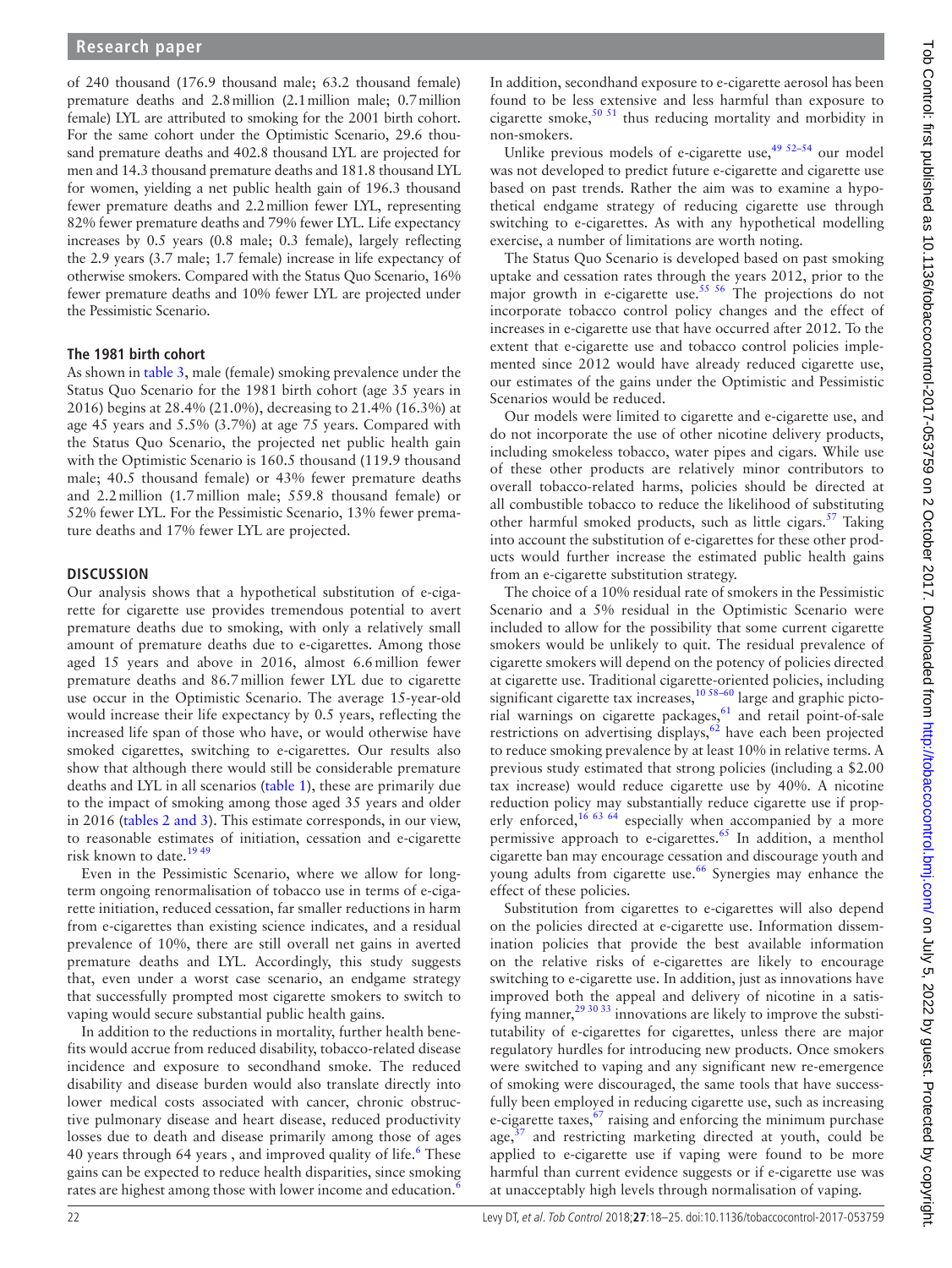of 240 thousand (176.9 thousand male; 63.2 thousand female) premature deaths and 2.8 million (2.1 million male; 0.7 million female) LYL are attributed to smoking for the 2001 birth cohort. For the same cohort under the Optimistic Scenario, 29.6 thousand premature deaths and 402.8 thousand LYL are projected for men and 14.3 thousand premature deaths and 181.8 thousand LYL for women, yielding a net public health gain of 196.3 thousand fewer premature deaths and 2.2 million fewer LYL, representing 82% fewer premature deaths and 79% fewer LYL. Life expectancy increases by 0.5 years (0.8 male; 0.3 female), largely reflecting the 2.9 years (3.7 male; 1.7 female) increase in life expectancy of otherwise smokers. Compared with the Status Quo Scenario, 16% fewer premature deaths and 10% fewer LYL are projected under the Pessimistic Scenario.

### The 1981 birth cohort

As shown in table 3, male (female) smoking prevalence under the Status Quo Scenario for the 1981 birth cohort (age 35 years in 2016) begins at 28.4% (21.0%), decreasing to 21.4% (16.3%) at age 45 years and 5.5% (3.7%) at age 75 years. Compared with the Status Quo Scenario, the projected net public health gain with the Optimistic Scenario is 160.5 thousand (119.9 thousand male; 40.5 thousand female) or 43% fewer premature deaths and 2.2 million (1.7 million male; 559.8 thousand female) or 52% fewer LYL. For the Pessimistic Scenario, 13% fewer premature deaths and 17% fewer LYL are projected.

## DISCUSSION

Our analysis shows that a hypothetical substitution of e-cigarette for cigarette use provides tremendous potential to avert premature deaths due to smoking, with only a relatively small amount of premature deaths due to e-cigarettes. Among those aged 15 years and above in 2016, almost 6.6 million fewer premature deaths and 86.7 million fewer LYL due to cigarette use occur in the Optimistic Scenario. The average 15-year-old would increase their life expectancy by 0.5 years, reflecting the increased life span of those who have, or would otherwise have smoked cigarettes, switching to e-cigarettes. Our results also show that although there would still be considerable premature deaths and LYL in all scenarios (table 1), these are primarily due to the impact of smoking among those aged 35 years and older in 2016 (tables 2 and 3). This estimate corresponds, in our view, to reasonable estimates of initiation, cessation and e-cigarette risk known to date.[19 49]

Even in the Pessimistic Scenario, where we allow for long-term ongoing renormalisation of tobacco use in terms of e-cigarette initiation, reduced cessation, far smaller reductions in harm from e-cigarettes than existing science indicates, and a residual prevalence of 10%, there are still overall net gains in averted premature deaths and LYL. Accordingly, this study suggests that, even under a worst case scenario, an endgame strategy that successfully prompted most cigarette smokers to switch to vaping would secure substantial public health gains.

In addition to the reductions in mortality, further health benefits would accrue from reduced disability, tobacco-related disease incidence and exposure to secondhand smoke. The reduced disability and disease burden would also translate directly into lower medical costs associated with cancer, chronic obstructive pulmonary disease and heart disease, reduced productivity losses due to death and disease primarily among those of ages 40 years through 64 years , and improved quality of life.[6] These gains can be expected to reduce health disparities, since smoking rates are highest among those with lower income and education.[6] In addition, secondhand exposure to e-cigarette aerosol has been found to be less extensive and less harmful than exposure to cigarette smoke,[50 51] thus reducing mortality and morbidity in non-smokers.

Unlike previous models of e-cigarette use,[49 52–54] our model was not developed to predict future e-cigarette and cigarette use based on past trends. Rather the aim was to examine a hypothetical endgame strategy of reducing cigarette use through switching to e-cigarettes. As with any hypothetical modelling exercise, a number of limitations are worth noting.

The Status Quo Scenario is developed based on past smoking uptake and cessation rates through the years 2012, prior to the major growth in e-cigarette use.[55 56] The projections do not incorporate tobacco control policy changes and the effect of increases in e-cigarette use that have occurred after 2012. To the extent that e-cigarette use and tobacco control policies implemented since 2012 would have already reduced cigarette use, our estimates of the gains under the Optimistic and Pessimistic Scenarios would be reduced.

Our models were limited to cigarette and e-cigarette use, and do not incorporate the use of other nicotine delivery products, including smokeless tobacco, water pipes and cigars. While use of these other products are relatively minor contributors to overall tobacco-related harms, policies should be directed at all combustible tobacco to reduce the likelihood of substituting other harmful smoked products, such as little cigars.[57] Taking into account the substitution of e-cigarettes for these other products would further increase the estimated public health gains from an e-cigarette substitution strategy.

The choice of a 10% residual rate of smokers in the Pessimistic Scenario and a 5% residual in the Optimistic Scenario were included to allow for the possibility that some current cigarette smokers would be unlikely to quit. The residual prevalence of cigarette smokers will depend on the potency of policies directed at cigarette use. Traditional cigarette-oriented policies, including significant cigarette tax increases,[10 58–60] large and graphic pictorial warnings on cigarette packages,[61] and retail point-of-sale restrictions on advertising displays,[62] have each been projected to reduce smoking prevalence by at least 10% in relative terms. A previous study estimated that strong policies (including a $2.00 tax increase) would reduce cigarette use by 40%. A nicotine reduction policy may substantially reduce cigarette use if properly enforced,[16 63 64] especially when accompanied by a more permissive approach to e-cigarettes.[65] In addition, a menthol cigarette ban may encourage cessation and discourage youth and young adults from cigarette use.[66] Synergies may enhance the effect of these policies.

Substitution from cigarettes to e-cigarettes will also depend on the policies directed at e-cigarette use. Information dissemination policies that provide the best available information on the relative risks of e-cigarettes are likely to encourage switching to e-cigarette use. In addition, just as innovations have improved both the appeal and delivery of nicotine in a satisfying manner,[29 30 33] innovations are likely to improve the substitutability of e-cigarettes for cigarettes, unless there are major regulatory hurdles for introducing new products. Once smokers were switched to vaping and any significant new re-emergence of smoking were discouraged, the same tools that have successfully been employed in reducing cigarette use, such as increasing e-cigarette taxes,[67] raising and enforcing the minimum purchase age,[37] and restricting marketing directed at youth, could be applied to e-cigarette use if vaping were found to be more harmful than current evidence suggests or if e-cigarette use was at unacceptably high levels through normalisation of vaping.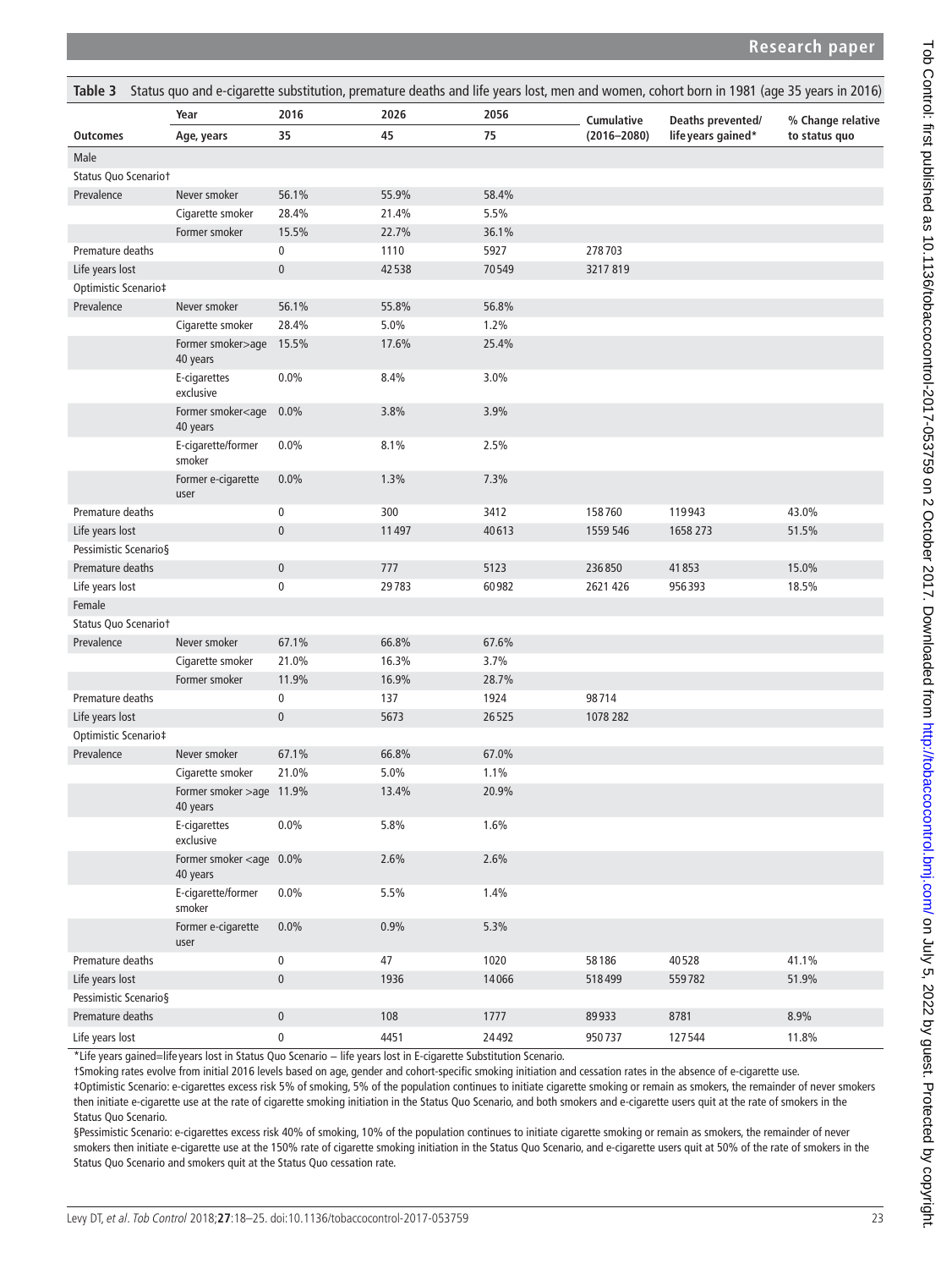**Table 3** Status quo and e-cigarette substitution, premature deaths and life years lost, men and women, cohort born in 1981 (age 35 years in 2016)

| Outcomes | Year / Age, years | 2016 / 35 | 2026 / 45 | 2056 / 75 | Cumulative (2016–2080) | Deaths prevented/ life years gained* | % Change relative to status quo |
|---|---|---|---|---|---|---|---|
| Male | | | | | | | |
| Status Quo Scenario† | | | | | | | |
| Prevalence | Never smoker | 56.1% | 55.9% | 58.4% | | | |
| | Cigarette smoker | 28.4% | 21.4% | 5.5% | | | |
| | Former smoker | 15.5% | 22.7% | 36.1% | | | |
| Premature deaths | | 0 | 1110 | 5927 | 278 703 | | |
| Life years lost | | 0 | 42 538 | 70 549 | 3217 819 | | |
| Optimistic Scenario‡ | | | | | | | |
| Prevalence | Never smoker | 56.1% | 55.8% | 56.8% | | | |
| | Cigarette smoker | 28.4% | 5.0% | 1.2% | | | |
| | Former smoker>age 40 years | 15.5% | 17.6% | 25.4% | | | |
| | E-cigarettes exclusive | 0.0% | 8.4% | 3.0% | | | |
| | Former smoker<age 40 years | 0.0% | 3.8% | 3.9% | | | |
| | E-cigarette/former smoker | 0.0% | 8.1% | 2.5% | | | |
| | Former e-cigarette user | 0.0% | 1.3% | 7.3% | | | |
| Premature deaths | | 0 | 300 | 3412 | 158 760 | 119 943 | 43.0% |
| Life years lost | | 0 | 11 497 | 40 613 | 1559 546 | 1658 273 | 51.5% |
| Pessimistic Scenario§ | | | | | | | |
| Premature deaths | | 0 | 777 | 5123 | 236 850 | 41 853 | 15.0% |
| Life years lost | | 0 | 29 783 | 60 982 | 2621 426 | 956 393 | 18.5% |
| Female | | | | | | | |
| Status Quo Scenario† | | | | | | | |
| Prevalence | Never smoker | 67.1% | 66.8% | 67.6% | | | |
| | Cigarette smoker | 21.0% | 16.3% | 3.7% | | | |
| | Former smoker | 11.9% | 16.9% | 28.7% | | | |
| Premature deaths | | 0 | 137 | 1924 | 98 714 | | |
| Life years lost | | 0 | 5673 | 26 525 | 1078 282 | | |
| Optimistic Scenario‡ | | | | | | | |
| Prevalence | Never smoker | 67.1% | 66.8% | 67.0% | | | |
| | Cigarette smoker | 21.0% | 5.0% | 1.1% | | | |
| | Former smoker >age 40 years | 11.9% | 13.4% | 20.9% | | | |
| | E-cigarettes exclusive | 0.0% | 5.8% | 1.6% | | | |
| | Former smoker <age 40 years | 0.0% | 2.6% | 2.6% | | | |
| | E-cigarette/former smoker | 0.0% | 5.5% | 1.4% | | | |
| | Former e-cigarette user | 0.0% | 0.9% | 5.3% | | | |
| Premature deaths | | 0 | 47 | 1020 | 58 186 | 40 528 | 41.1% |
| Life years lost | | 0 | 1936 | 14 066 | 518 499 | 559 782 | 51.9% |
| Pessimistic Scenario§ | | | | | | | |
| Premature deaths | | 0 | 108 | 1777 | 89 933 | 8781 | 8.9% |
| Life years lost | | 0 | 4451 | 24 492 | 950 737 | 127 544 | 11.8% |

*Life years gained=life years lost in Status Quo Scenario − life years lost in E-cigarette Substitution Scenario.

†Smoking rates evolve from initial 2016 levels based on age, gender and cohort-specific smoking initiation and cessation rates in the absence of e-cigarette use.

‡Optimistic Scenario: e-cigarettes excess risk 5% of smoking, 5% of the population continues to initiate cigarette smoking or remain as smokers, the remainder of never smokers then initiate e-cigarette use at the rate of cigarette smoking initiation in the Status Quo Scenario, and both smokers and e-cigarette users quit at the rate of smokers in the Status Quo Scenario.

§Pessimistic Scenario: e-cigarettes excess risk 40% of smoking, 10% of the population continues to initiate cigarette smoking or remain as smokers, the remainder of never smokers then initiate e-cigarette use at the 150% rate of cigarette smoking initiation in the Status Quo Scenario, and e-cigarette users quit at 50% of the rate of smokers in the Status Quo Scenario and smokers quit at the Status Quo cessation rate.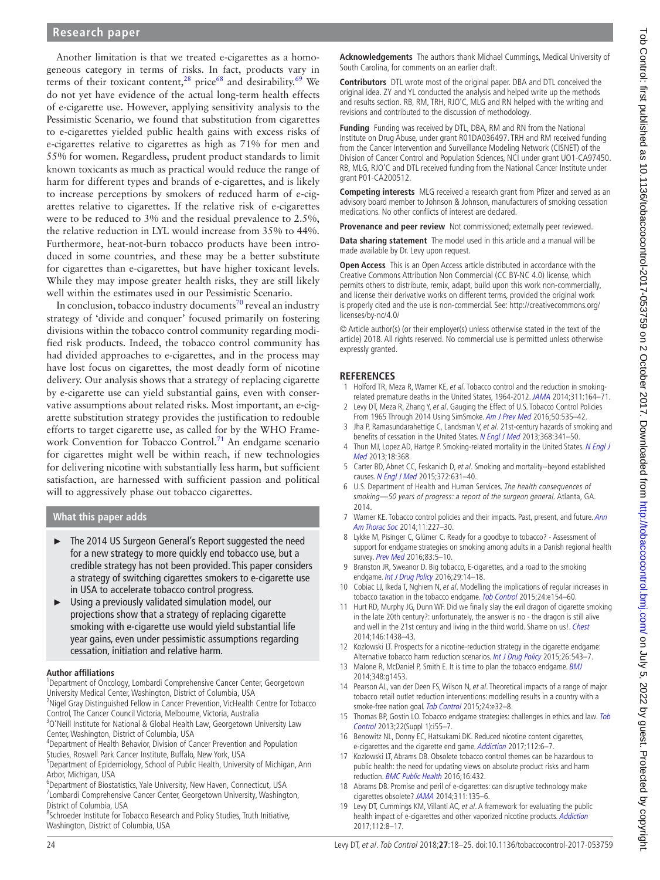Another limitation is that we treated e-cigarettes as a homogeneous category in terms of risks. In fact, products vary in terms of their toxicant content,[28] price[68] and desirability.[69] We do not yet have evidence of the actual long-term health effects of e-cigarette use. However, applying sensitivity analysis to the Pessimistic Scenario, we found that substitution from cigarettes to e-cigarettes yielded public health gains with excess risks of e-cigarettes relative to cigarettes as high as 71% for men and 55% for women. Regardless, prudent product standards to limit known toxicants as much as practical would reduce the range of harm for different types and brands of e-cigarettes, and is likely to increase perceptions by smokers of reduced harm of e-cigarettes relative to cigarettes. If the relative risk of e-cigarettes were to be reduced to 3% and the residual prevalence to 2.5%, the relative reduction in LYL would increase from 35% to 44%. Furthermore, heat-not-burn tobacco products have been introduced in some countries, and these may be a better substitute for cigarettes than e-cigarettes, but have higher toxicant levels. While they may impose greater health risks, they are still likely well within the estimates used in our Pessimistic Scenario.

In conclusion, tobacco industry documents[70] reveal an industry strategy of 'divide and conquer' focused primarily on fostering divisions within the tobacco control community regarding modified risk products. Indeed, the tobacco control community has had divided approaches to e-cigarettes, and in the process may have lost focus on cigarettes, the most deadly form of nicotine delivery. Our analysis shows that a strategy of replacing cigarette by e-cigarette use can yield substantial gains, even with conservative assumptions about related risks. Most important, an e-cigarette substitution strategy provides the justification to redouble efforts to target cigarette use, as called for by the WHO Framework Convention for Tobacco Control.[71] An endgame scenario for cigarettes might well be within reach, if new technologies for delivering nicotine with substantially less harm, but sufficient satisfaction, are harnessed with sufficient passion and political will to aggressively phase out tobacco cigarettes.

## What this paper adds

- The 2014 US Surgeon General's Report suggested the need for a new strategy to more quickly end tobacco use, but a credible strategy has not been provided. This paper considers a strategy of switching cigarettes smokers to e-cigarette use in USA to accelerate tobacco control progress.
- Using a previously validated simulation model, our projections show that a strategy of replacing cigarette smoking with e-cigarette use would yield substantial life year gains, even under pessimistic assumptions regarding cessation, initiation and relative harm.

**Author affiliations**
[1]Department of Oncology, Lombardi Comprehensive Cancer Center, Georgetown University Medical Center, Washington, District of Columbia, USA
[2]Nigel Gray Distinguished Fellow in Cancer Prevention, VicHealth Centre for Tobacco Control, The Cancer Council Victoria, Melbourne, Victoria, Australia
[3]O'Neill Institute for National & Global Health Law, Georgetown University Law Center, Washington, District of Columbia, USA
[4]Department of Health Behavior, Division of Cancer Prevention and Population Studies, Roswell Park Cancer Institute, Buffalo, New York, USA
[5]Department of Epidemiology, School of Public Health, University of Michigan, Ann Arbor, Michigan, USA
[6]Department of Biostatistics, Yale University, New Haven, Connecticut, USA
[7]Lombardi Comprehensive Cancer Center, Georgetown University, Washington, District of Columbia, USA
[8]Schroeder Institute for Tobacco Research and Policy Studies, Truth Initiative, Washington, District of Columbia, USA

**Acknowledgements** The authors thank Michael Cummings, Medical University of South Carolina, for comments on an earlier draft.

**Contributors** DTL wrote most of the original paper. DBA and DTL conceived the original idea. ZY and YL conducted the analysis and helped write up the methods and results section. RB, RM, TRH, RJO'C, MLG and RN helped with the writing and revisions and contributed to the discussion of methodology.

**Funding** Funding was received by DTL, DBA, RM and RN from the National Institute on Drug Abuse, under grant R01DA036497. TRH and RM received funding from the Cancer Intervention and Surveillance Modeling Network (CISNET) of the Division of Cancer Control and Population Sciences, NCI under grant UO1-CA97450. RB, MLG, RJO'C and DTL received funding from the National Cancer Institute under grant P01-CA200512.

**Competing interests** MLG received a research grant from Pfizer and served as an advisory board member to Johnson & Johnson, manufacturers of smoking cessation medications. No other conflicts of interest are declared.

**Provenance and peer review** Not commissioned; externally peer reviewed.

**Data sharing statement** The model used in this article and a manual will be made available by Dr. Levy upon request.

**Open Access** This is an Open Access article distributed in accordance with the Creative Commons Attribution Non Commercial (CC BY-NC 4.0) license, which permits others to distribute, remix, adapt, build upon this work non-commercially, and license their derivative works on different terms, provided the original work is properly cited and the use is non-commercial. See: http://creativecommons.org/licenses/by-nc/4.0/

© Article author(s) (or their employer(s) unless otherwise stated in the text of the article) 2018. All rights reserved. No commercial use is permitted unless otherwise expressly granted.

## REFERENCES

1. Holford TR, Meza R, Warner KE, *et al*. Tobacco control and the reduction in smoking-related premature deaths in the United States, 1964-2012. *JAMA* 2014;311:164–71.
2. Levy DT, Meza R, Zhang Y, *et al*. Gauging the Effect of U.S. Tobacco Control Policies From 1965 Through 2014 Using SimSmoke. *Am J Prev Med* 2016;50:535–42.
3. Jha P, Ramasundarahettige C, Landsman V, *et al*. 21st-century hazards of smoking and benefits of cessation in the United States. *N Engl J Med* 2013;368:341–50.
4. Thun MJ, Lopez AD, Hartge P. Smoking-related mortality in the United States. *N Engl J Med* 2013;18:368.
5. Carter BD, Abnet CC, Feskanich D, *et al*. Smoking and mortality--beyond established causes. *N Engl J Med* 2015;372:631–40.
6. U.S. Department of Health and Human Services. *The health consequences of smoking—50 years of progress: a report of the surgeon general*. Atlanta, GA. 2014.
7. Warner KE. Tobacco control policies and their impacts. Past, present, and future. *Ann Am Thorac Soc* 2014;11:227–30.
8. Lykke M, Pisinger C, Glümer C. Ready for a goodbye to tobacco? - Assessment of support for endgame strategies on smoking among adults in a Danish regional health survey. *Prev Med* 2016;83:5–10.
9. Branston JR, Sweanor D. Big tobacco, E-cigarettes, and a road to the smoking endgame. *Int J Drug Policy* 2016;29:14–18.
10. Cobiac LJ, Ikeda T, Nghiem N, *et al*. Modelling the implications of regular increases in tobacco taxation in the tobacco endgame. *Tob Control* 2015;24:e154–60.
11. Hurt RD, Murphy JG, Dunn WF. Did we finally slay the evil dragon of cigarette smoking in the late 20th century?: unfortunately, the answer is no - the dragon is still alive and well in the 21st century and living in the third world. Shame on us!. *Chest* 2014;146:1438–43.
12. Kozlowski LT. Prospects for a nicotine-reduction strategy in the cigarette endgame: Alternative tobacco harm reduction scenarios. *Int J Drug Policy* 2015;26:543–7.
13. Malone R, McDaniel P, Smith E. It is time to plan the tobacco endgame. *BMJ* 2014;348:g1453.
14. Pearson AL, van der Deen FS, Wilson N, *et al*. Theoretical impacts of a range of major tobacco retail outlet reduction interventions: modelling results in a country with a smoke-free nation goal. *Tob Control* 2015;24:e32–8.
15. Thomas BP, Gostin LO. Tobacco endgame strategies: challenges in ethics and law. *Tob Control* 2013;22(Suppl 1):i55–7.
16. Benowitz NL, Donny EC, Hatsukami DK. Reduced nicotine content cigarettes, e-cigarettes and the cigarette end game. *Addiction* 2017;112:6–7.
17. Kozlowski LT, Abrams DB. Obsolete tobacco control themes can be hazardous to public health: the need for updating views on absolute product risks and harm reduction. *BMC Public Health* 2016;16:432.
18. Abrams DB. Promise and peril of e-cigarettes: can disruptive technology make cigarettes obsolete? *JAMA* 2014;311:135–6.
19. Levy DT, Cummings KM, Villanti AC, *et al*. A framework for evaluating the public health impact of e-cigarettes and other vaporized nicotine products. *Addiction* 2017;112:8–17.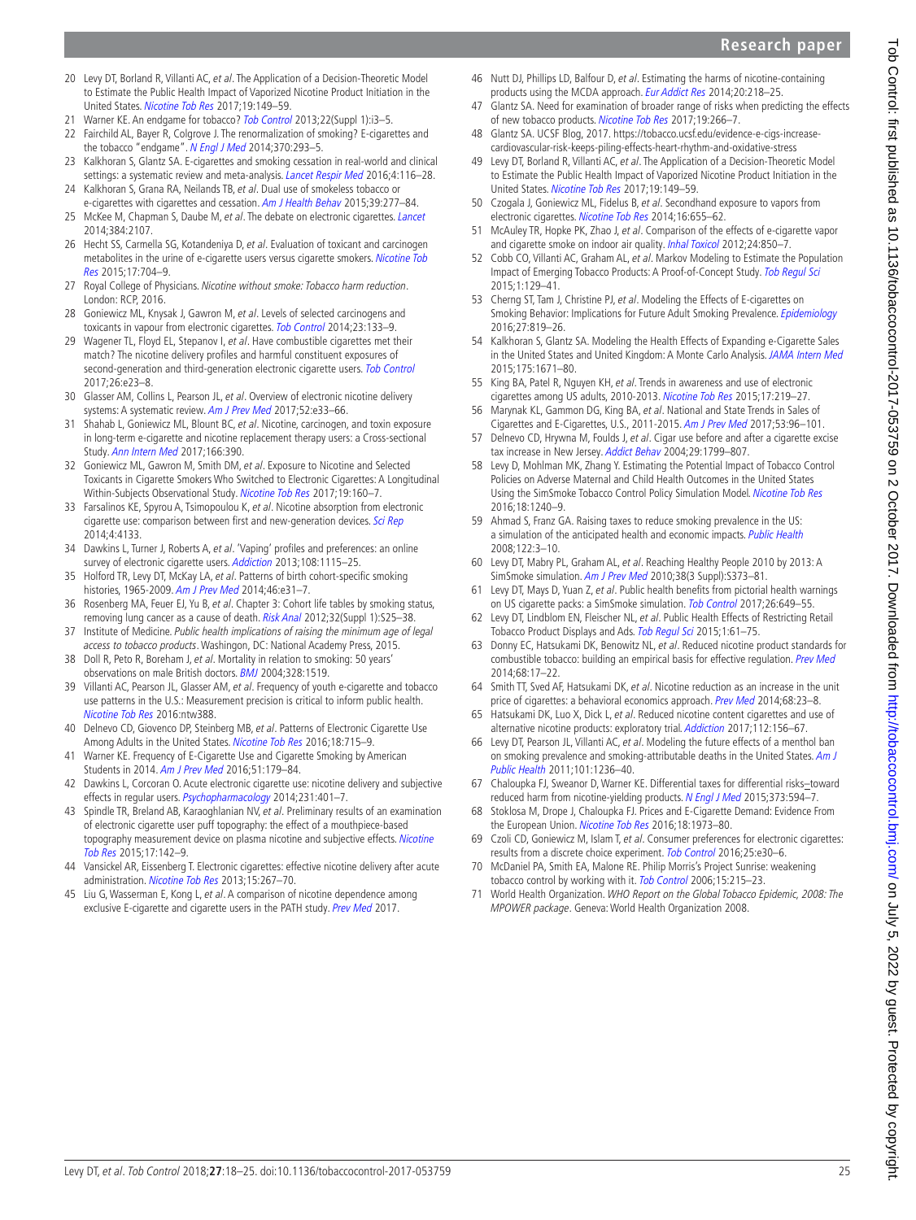20. Levy DT, Borland R, Villanti AC, *et al*. The Application of a Decision-Theoretic Model to Estimate the Public Health Impact of Vaporized Nicotine Product Initiation in the United States. *Nicotine Tob Res* 2017;19:149–59.
21. Warner KE. An endgame for tobacco? *Tob Control* 2013;22(Suppl 1):i3–5.
22. Fairchild AL, Bayer R, Colgrove J. The renormalization of smoking? E-cigarettes and the tobacco "endgame". *N Engl J Med* 2014;370:293–5.
23. Kalkhoran S, Glantz SA. E-cigarettes and smoking cessation in real-world and clinical settings: a systematic review and meta-analysis. *Lancet Respir Med* 2016;4:116–28.
24. Kalkhoran S, Grana RA, Neilands TB, *et al*. Dual use of smokeless tobacco or e-cigarettes with cigarettes and cessation. *Am J Health Behav* 2015;39:277–84.
25. McKee M, Chapman S, Daube M, *et al*. The debate on electronic cigarettes. *Lancet* 2014;384:2107.
26. Hecht SS, Carmella SG, Kotandeniya D, *et al*. Evaluation of toxicant and carcinogen metabolites in the urine of e-cigarette users versus cigarette smokers. *Nicotine Tob Res* 2015;17:704–9.
27. Royal College of Physicians. *Nicotine without smoke: Tobacco harm reduction*. London: RCP, 2016.
28. Goniewicz ML, Knysak J, Gawron M, *et al*. Levels of selected carcinogens and toxicants in vapour from electronic cigarettes. *Tob Control* 2014;23:133–9.
29. Wagener TL, Floyd EL, Stepanov I, *et al*. Have combustible cigarettes met their match? The nicotine delivery profiles and harmful constituent exposures of second-generation and third-generation electronic cigarette users. *Tob Control* 2017;26:e23–8.
30. Glasser AM, Collins L, Pearson JL, *et al*. Overview of electronic nicotine delivery systems: A systematic review. *Am J Prev Med* 2017;52:e33–66.
31. Shahab L, Goniewicz ML, Blount BC, *et al*. Nicotine, carcinogen, and toxin exposure in long-term e-cigarette and nicotine replacement therapy users: a Cross-sectional Study. *Ann Intern Med* 2017;166:390.
32. Goniewicz ML, Gawron M, Smith DM, *et al*. Exposure to Nicotine and Selected Toxicants in Cigarette Smokers Who Switched to Electronic Cigarettes: A Longitudinal Within-Subjects Observational Study. *Nicotine Tob Res* 2017;19:160–7.
33. Farsalinos KE, Spyrou A, Tsimopoulou K, *et al*. Nicotine absorption from electronic cigarette use: comparison between first and new-generation devices. *Sci Rep* 2014;4:4133.
34. Dawkins L, Turner J, Roberts A, *et al*. 'Vaping' profiles and preferences: an online survey of electronic cigarette users. *Addiction* 2013;108:1115–25.
35. Holford TR, Levy DT, McKay LA, *et al*. Patterns of birth cohort-specific smoking histories, 1965-2009. *Am J Prev Med* 2014;46:e31–7.
36. Rosenberg MA, Feuer EJ, Yu B, *et al*. Chapter 3: Cohort life tables by smoking status, removing lung cancer as a cause of death. *Risk Anal* 2012;32(Suppl 1):S25–38.
37. Institute of Medicine. *Public health implications of raising the minimum age of legal access to tobacco products*. Washington, DC: National Academy Press, 2015.
38. Doll R, Peto R, Boreham J, *et al*. Mortality in relation to smoking: 50 years' observations on male British doctors. *BMJ* 2004;328:1519.
39. Villanti AC, Pearson JL, Glasser AM, *et al*. Frequency of youth e-cigarette and tobacco use patterns in the U.S.: Measurement precision is critical to inform public health. *Nicotine Tob Res* 2016:ntw388.
40. Delnevo CD, Giovenco DP, Steinberg MB, *et al*. Patterns of Electronic Cigarette Use Among Adults in the United States. *Nicotine Tob Res* 2016;18:715–9.
41. Warner KE. Frequency of E-Cigarette Use and Cigarette Smoking by American Students in 2014. *Am J Prev Med* 2016;51:179–84.
42. Dawkins L, Corcoran O. Acute electronic cigarette use: nicotine delivery and subjective effects in regular users. *Psychopharmacology* 2014;231:401–7.
43. Spindle TR, Breland AB, Karaoghlanian NV, *et al*. Preliminary results of an examination of electronic cigarette user puff topography: the effect of a mouthpiece-based topography measurement device on plasma nicotine and subjective effects. *Nicotine Tob Res* 2015;17:142–9.
44. Vansickel AR, Eissenberg T. Electronic cigarettes: effective nicotine delivery after acute administration. *Nicotine Tob Res* 2013;15:267–70.
45. Liu G, Wasserman E, Kong L, *et al*. A comparison of nicotine dependence among exclusive E-cigarette and cigarette users in the PATH study. *Prev Med* 2017.
46. Nutt DJ, Phillips LD, Balfour D, *et al*. Estimating the harms of nicotine-containing products using the MCDA approach. *Eur Addict Res* 2014;20:218–25.
47. Glantz SA. Need for examination of broader range of risks when predicting the effects of new tobacco products. *Nicotine Tob Res* 2017;19:266–7.
48. Glantz SA. UCSF Blog, 2017. https://tobacco.ucsf.edu/evidence-e-cigs-increase-cardiovascular-risk-keeps-piling-effects-heart-rhythm-and-oxidative-stress
49. Levy DT, Borland R, Villanti AC, *et al*. The Application of a Decision-Theoretic Model to Estimate the Public Health Impact of Vaporized Nicotine Product Initiation in the United States. *Nicotine Tob Res* 2017;19:149–59.
50. Czogala J, Goniewicz ML, Fidelus B, *et al*. Secondhand exposure to vapors from electronic cigarettes. *Nicotine Tob Res* 2014;16:655–62.
51. McAuley TR, Hopke PK, Zhao J, *et al*. Comparison of the effects of e-cigarette vapor and cigarette smoke on indoor air quality. *Inhal Toxicol* 2012;24:850–7.
52. Cobb CO, Villanti AC, Graham AL, *et al*. Markov Modeling to Estimate the Population Impact of Emerging Tobacco Products: A Proof-of-Concept Study. *Tob Regul Sci* 2015;1:129–41.
53. Cherng ST, Tam J, Christine PJ, *et al*. Modeling the Effects of E-cigarettes on Smoking Behavior: Implications for Future Adult Smoking Prevalence. *Epidemiology* 2016;27:819–26.
54. Kalkhoran S, Glantz SA. Modeling the Health Effects of Expanding e-Cigarette Sales in the United States and United Kingdom: A Monte Carlo Analysis. *JAMA Intern Med* 2015;175:1671–80.
55. King BA, Patel R, Nguyen KH, *et al*. Trends in awareness and use of electronic cigarettes among US adults, 2010-2013. *Nicotine Tob Res* 2015;17:219–27.
56. Marynak KL, Gammon DG, King BA, *et al*. National and State Trends in Sales of Cigarettes and E-Cigarettes, U.S., 2011-2015. *Am J Prev Med* 2017;53:96–101.
57. Delnevo CD, Hrywna M, Foulds J, *et al*. Cigar use before and after a cigarette excise tax increase in New Jersey. *Addict Behav* 2004;29:1799–807.
58. Levy D, Mohlman MK, Zhang Y. Estimating the Potential Impact of Tobacco Control Policies on Adverse Maternal and Child Health Outcomes in the United States Using the SimSmoke Tobacco Control Policy Simulation Model. *Nicotine Tob Res* 2016;18:1240–9.
59. Ahmad S, Franz GA. Raising taxes to reduce smoking prevalence in the US: a simulation of the anticipated health and economic impacts. *Public Health* 2008;122:3–10.
60. Levy DT, Mabry PL, Graham AL, *et al*. Reaching Healthy People 2010 by 2013: A SimSmoke simulation. *Am J Prev Med* 2010;38(3 Suppl):S373–81.
61. Levy DT, Mays D, Yuan Z, *et al*. Public health benefits from pictorial health warnings on US cigarette packs: a SimSmoke simulation. *Tob Control* 2017;26:649–55.
62. Levy DT, Lindblom EN, Fleischer NL, *et al*. Public Health Effects of Restricting Retail Tobacco Product Displays and Ads. *Tob Regul Sci* 2015;1:61–75.
63. Donny EC, Hatsukami DK, Benowitz NL, *et al*. Reduced nicotine product standards for combustible tobacco: building an empirical basis for effective regulation. *Prev Med* 2014;68:17–22.
64. Smith TT, Sved AF, Hatsukami DK, *et al*. Nicotine reduction as an increase in the unit price of cigarettes: a behavioral economics approach. *Prev Med* 2014;68:23–8.
65. Hatsukami DK, Luo X, Dick L, *et al*. Reduced nicotine content cigarettes and use of alternative nicotine products: exploratory trial. *Addiction* 2017;112:156–67.
66. Levy DT, Pearson JL, Villanti AC, *et al*. Modeling the future effects of a menthol ban on smoking prevalence and smoking-attributable deaths in the United States. *Am J Public Health* 2011;101:1236–40.
67. Chaloupka FJ, Sweanor D, Warner KE. Differential taxes for differential risks–toward reduced harm from nicotine-yielding products. *N Engl J Med* 2015;373:594–7.
68. Stoklosa M, Drope J, Chaloupka FJ. Prices and E-Cigarette Demand: Evidence From the European Union. *Nicotine Tob Res* 2016;18:1973–80.
69. Czoli CD, Goniewicz M, Islam T, *et al*. Consumer preferences for electronic cigarettes: results from a discrete choice experiment. *Tob Control* 2016;25:e30–6.
70. McDaniel PA, Smith EA, Malone RE. Philip Morris's Project Sunrise: weakening tobacco control by working with it. *Tob Control* 2006;15:215–23.
71. World Health Organization. *WHO Report on the Global Tobacco Epidemic, 2008: The MPOWER package*. Geneva: World Health Organization 2008.